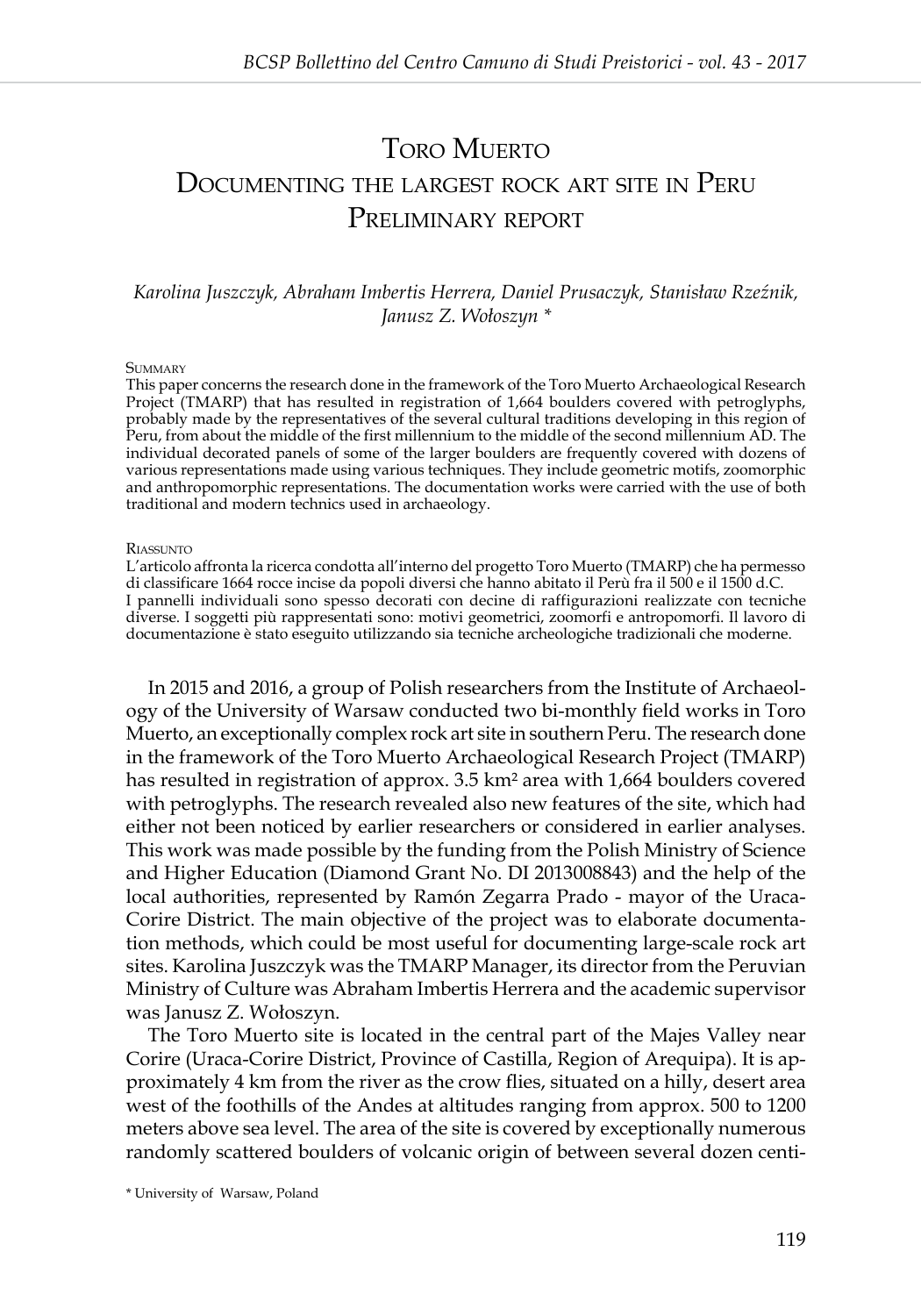# Toro Muerto
# Documenting the largest rock art site in Peru
# Preliminary report

*Karolina Juszczyk, Abraham Imbertis Herrera, Daniel Prusaczyk, Stanisław Rzeźnik, Janusz Z. Wołoszyn \**

Summary

This paper concerns the research done in the framework of the Toro Muerto Archaeological Research Project (TMARP) that has resulted in registration of 1,664 boulders covered with petroglyphs, probably made by the representatives of the several cultural traditions developing in this region of Peru, from about the middle of the first millennium to the middle of the second millennium AD. The individual decorated panels of some of the larger boulders are frequently covered with dozens of various representations made using various techniques. They include geometric motifs, zoomorphic and anthropomorphic representations. The documentation works were carried with the use of both traditional and modern technics used in archaeology.

Riassunto

L'articolo affronta la ricerca condotta all'interno del progetto Toro Muerto (TMARP) che ha permesso di classificare 1664 rocce incise da popoli diversi che hanno abitato il Perù fra il 500 e il 1500 d.C. I pannelli individuali sono spesso decorati con decine di raffigurazioni realizzate con tecniche diverse. I soggetti più rappresentati sono: motivi geometrici, zoomorfi e antropomorfi. Il lavoro di documentazione è stato eseguito utilizzando sia tecniche archeologiche tradizionali che moderne.

In 2015 and 2016, a group of Polish researchers from the Institute of Archaeology of the University of Warsaw conducted two bi-monthly field works in Toro Muerto, an exceptionally complex rock art site in southern Peru. The research done in the framework of the Toro Muerto Archaeological Research Project (TMARP) has resulted in registration of approx. 3.5 km² area with 1,664 boulders covered with petroglyphs. The research revealed also new features of the site, which had either not been noticed by earlier researchers or considered in earlier analyses. This work was made possible by the funding from the Polish Ministry of Science and Higher Education (Diamond Grant No. DI 2013008843) and the help of the local authorities, represented by Ramón Zegarra Prado - mayor of the Uraca-Corire District. The main objective of the project was to elaborate documentation methods, which could be most useful for documenting large-scale rock art sites. Karolina Juszczyk was the TMARP Manager, its director from the Peruvian Ministry of Culture was Abraham Imbertis Herrera and the academic supervisor was Janusz Z. Wołoszyn.

The Toro Muerto site is located in the central part of the Majes Valley near Corire (Uraca-Corire District, Province of Castilla, Region of Arequipa). It is approximately 4 km from the river as the crow flies, situated on a hilly, desert area west of the foothills of the Andes at altitudes ranging from approx. 500 to 1200 meters above sea level. The area of the site is covered by exceptionally numerous randomly scattered boulders of volcanic origin of between several dozen centi-

\* University of Warsaw, Poland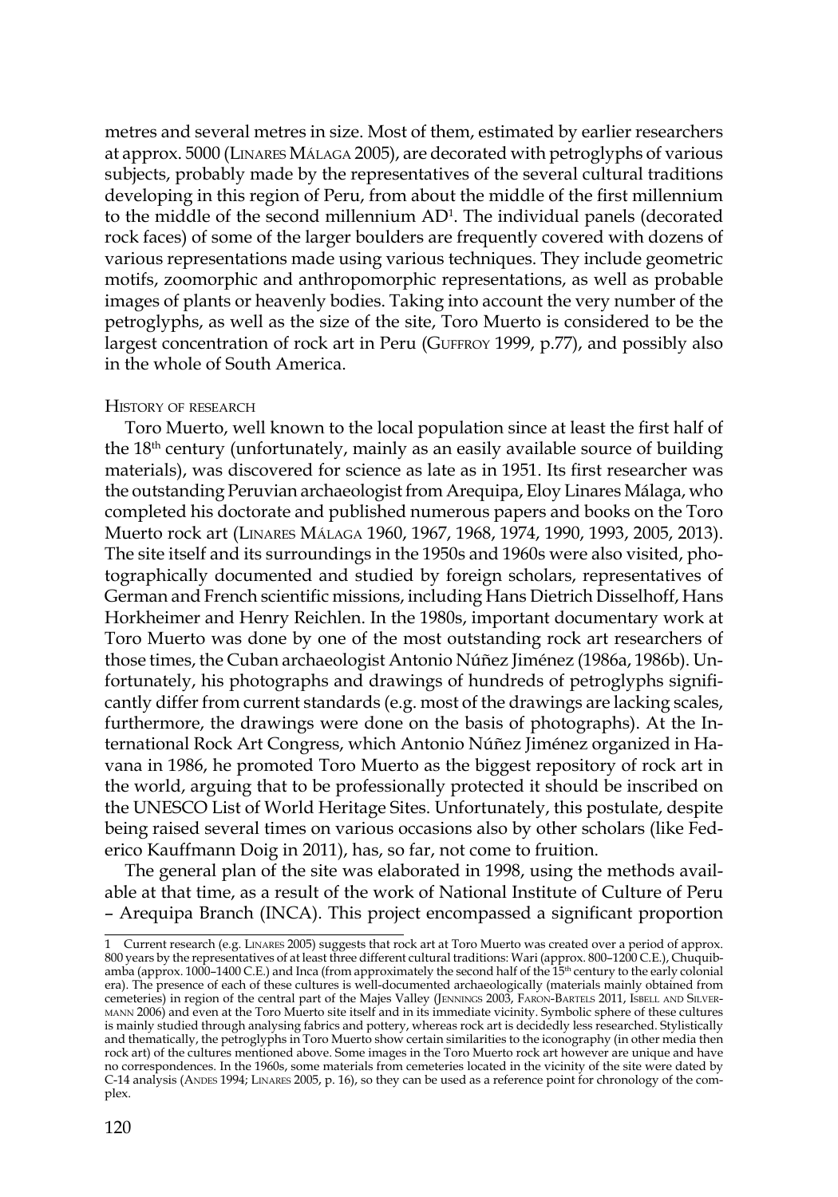metres and several metres in size. Most of them, estimated by earlier researchers at approx. 5000 (Linares Málaga 2005), are decorated with petroglyphs of various subjects, probably made by the representatives of the several cultural traditions developing in this region of Peru, from about the middle of the first millennium to the middle of the second millennium AD[1]. The individual panels (decorated rock faces) of some of the larger boulders are frequently covered with dozens of various representations made using various techniques. They include geometric motifs, zoomorphic and anthropomorphic representations, as well as probable images of plants or heavenly bodies. Taking into account the very number of the petroglyphs, as well as the size of the site, Toro Muerto is considered to be the largest concentration of rock art in Peru (Guffroy 1999, p.77), and possibly also in the whole of South America.

### History of research

Toro Muerto, well known to the local population since at least the first half of the 18th century (unfortunately, mainly as an easily available source of building materials), was discovered for science as late as in 1951. Its first researcher was the outstanding Peruvian archaeologist from Arequipa, Eloy Linares Málaga, who completed his doctorate and published numerous papers and books on the Toro Muerto rock art (Linares Málaga 1960, 1967, 1968, 1974, 1990, 1993, 2005, 2013). The site itself and its surroundings in the 1950s and 1960s were also visited, photographically documented and studied by foreign scholars, representatives of German and French scientific missions, including Hans Dietrich Disselhoff, Hans Horkheimer and Henry Reichlen. In the 1980s, important documentary work at Toro Muerto was done by one of the most outstanding rock art researchers of those times, the Cuban archaeologist Antonio Núñez Jiménez (1986a, 1986b). Unfortunately, his photographs and drawings of hundreds of petroglyphs significantly differ from current standards (e.g. most of the drawings are lacking scales, furthermore, the drawings were done on the basis of photographs). At the International Rock Art Congress, which Antonio Núñez Jiménez organized in Havana in 1986, he promoted Toro Muerto as the biggest repository of rock art in the world, arguing that to be professionally protected it should be inscribed on the UNESCO List of World Heritage Sites. Unfortunately, this postulate, despite being raised several times on various occasions also by other scholars (like Federico Kauffmann Doig in 2011), has, so far, not come to fruition.

The general plan of the site was elaborated in 1998, using the methods available at that time, as a result of the work of National Institute of Culture of Peru – Arequipa Branch (INCA). This project encompassed a significant proportion

---

1 Current research (e.g. Linares 2005) suggests that rock art at Toro Muerto was created over a period of approx. 800 years by the representatives of at least three different cultural traditions: Wari (approx. 800–1200 C.E.), Chuquibamba (approx. 1000–1400 C.E.) and Inca (from approximately the second half of the 15th century to the early colonial era). The presence of each of these cultures is well-documented archaeologically (materials mainly obtained from cemeteries) in region of the central part of the Majes Valley (Jennings 2003, Faron-Bartels 2011, Isbell and Silverman 2006) and even at the Toro Muerto site itself and in its immediate vicinity. Symbolic sphere of these cultures is mainly studied through analysing fabrics and pottery, whereas rock art is decidedly less researched. Stylistically and thematically, the petroglyphs in Toro Muerto show certain similarities to the iconography (in other media then rock art) of the cultures mentioned above. Some images in the Toro Muerto rock art however are unique and have no correspondences. In the 1960s, some materials from cemeteries located in the vicinity of the site were dated by C-14 analysis (Andes 1994; Linares 2005, p. 16), so they can be used as a reference point for chronology of the complex.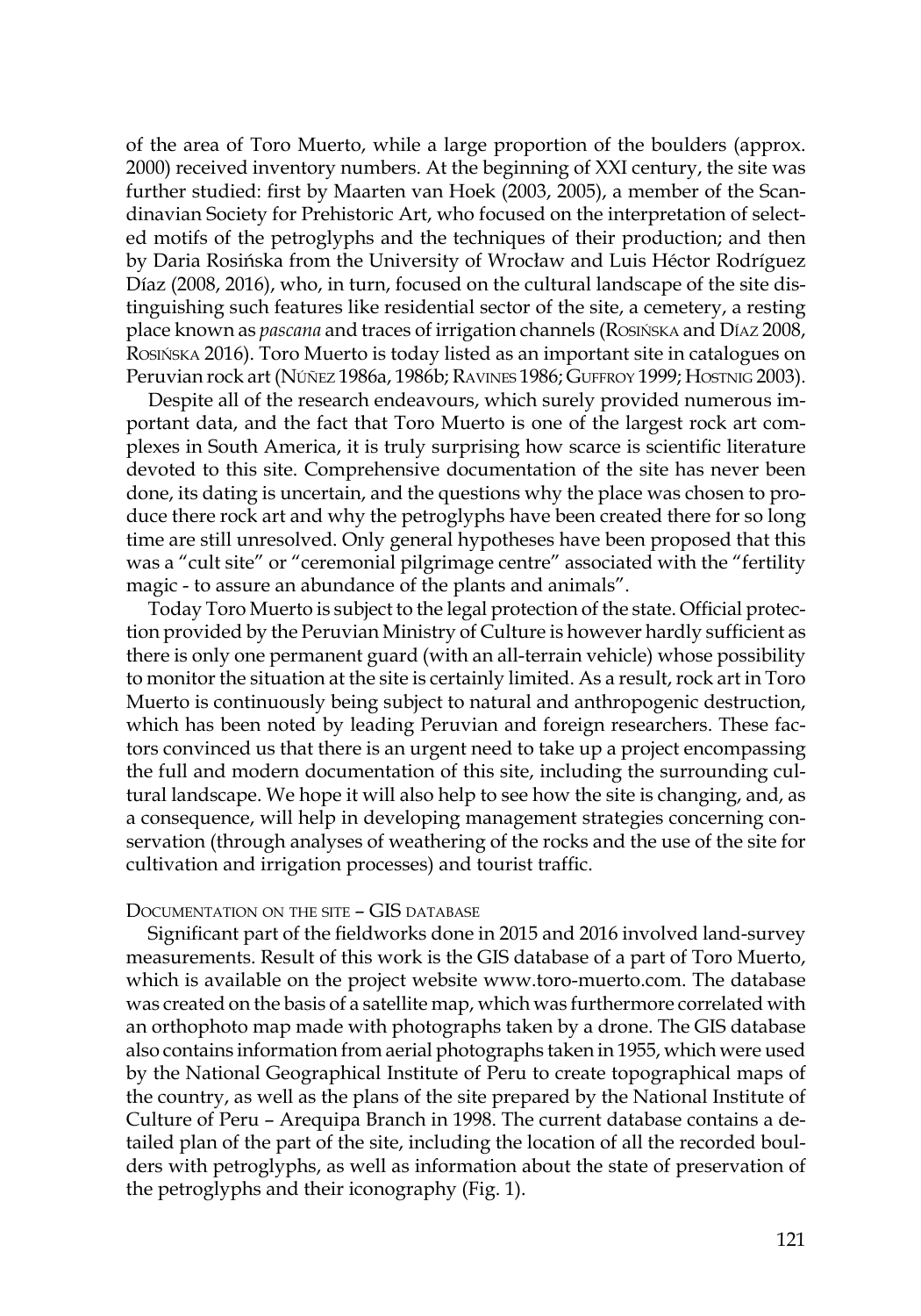of the area of Toro Muerto, while a large proportion of the boulders (approx. 2000) received inventory numbers. At the beginning of XXI century, the site was further studied: first by Maarten van Hoek (2003, 2005), a member of the Scandinavian Society for Prehistoric Art, who focused on the interpretation of selected motifs of the petroglyphs and the techniques of their production; and then by Daria Rosińska from the University of Wrocław and Luis Héctor Rodríguez Díaz (2008, 2016), who, in turn, focused on the cultural landscape of the site distinguishing such features like residential sector of the site, a cemetery, a resting place known as *pascana* and traces of irrigation channels (Rosińska and Díaz 2008, Rosińska 2016). Toro Muerto is today listed as an important site in catalogues on Peruvian rock art (Núñez 1986a, 1986b; Ravines 1986; Guffroy 1999; Hostnig 2003).

Despite all of the research endeavours, which surely provided numerous important data, and the fact that Toro Muerto is one of the largest rock art complexes in South America, it is truly surprising how scarce is scientific literature devoted to this site. Comprehensive documentation of the site has never been done, its dating is uncertain, and the questions why the place was chosen to produce there rock art and why the petroglyphs have been created there for so long time are still unresolved. Only general hypotheses have been proposed that this was a "cult site" or "ceremonial pilgrimage centre" associated with the "fertility magic - to assure an abundance of the plants and animals".

Today Toro Muerto is subject to the legal protection of the state. Official protection provided by the Peruvian Ministry of Culture is however hardly sufficient as there is only one permanent guard (with an all-terrain vehicle) whose possibility to monitor the situation at the site is certainly limited. As a result, rock art in Toro Muerto is continuously being subject to natural and anthropogenic destruction, which has been noted by leading Peruvian and foreign researchers. These factors convinced us that there is an urgent need to take up a project encompassing the full and modern documentation of this site, including the surrounding cultural landscape. We hope it will also help to see how the site is changing, and, as a consequence, will help in developing management strategies concerning conservation (through analyses of weathering of the rocks and the use of the site for cultivation and irrigation processes) and tourist traffic.

## Documentation on the site – GIS database

Significant part of the fieldworks done in 2015 and 2016 involved land-survey measurements. Result of this work is the GIS database of a part of Toro Muerto, which is available on the project website www.toro-muerto.com. The database was created on the basis of a satellite map, which was furthermore correlated with an orthophoto map made with photographs taken by a drone. The GIS database also contains information from aerial photographs taken in 1955, which were used by the National Geographical Institute of Peru to create topographical maps of the country, as well as the plans of the site prepared by the National Institute of Culture of Peru – Arequipa Branch in 1998. The current database contains a detailed plan of the part of the site, including the location of all the recorded boulders with petroglyphs, as well as information about the state of preservation of the petroglyphs and their iconography (Fig. 1).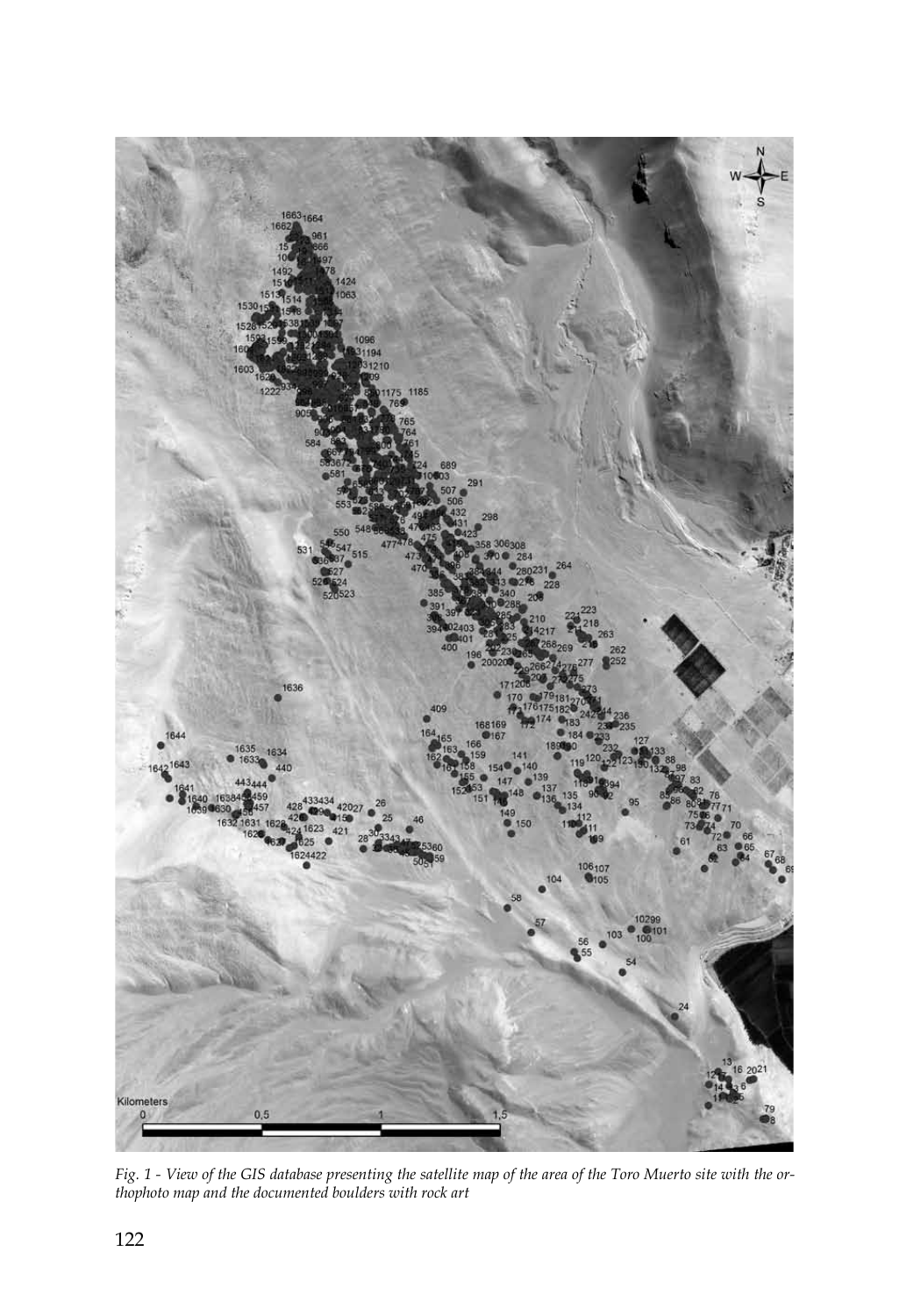*Fig. 1 - View of the GIS database presenting the satellite map of the area of the Toro Muerto site with the orthophoto map and the documented boulders with rock art*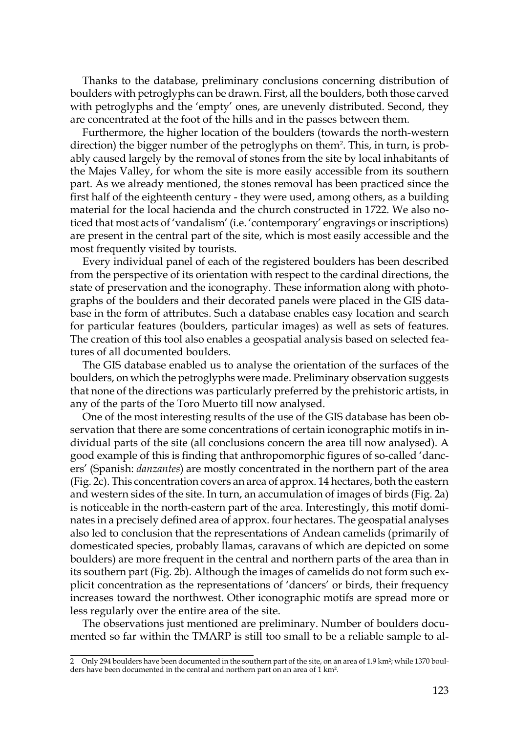Thanks to the database, preliminary conclusions concerning distribution of boulders with petroglyphs can be drawn. First, all the boulders, both those carved with petroglyphs and the 'empty' ones, are unevenly distributed. Second, they are concentrated at the foot of the hills and in the passes between them.

Furthermore, the higher location of the boulders (towards the north-western direction) the bigger number of the petroglyphs on them[2]. This, in turn, is probably caused largely by the removal of stones from the site by local inhabitants of the Majes Valley, for whom the site is more easily accessible from its southern part. As we already mentioned, the stones removal has been practiced since the first half of the eighteenth century - they were used, among others, as a building material for the local hacienda and the church constructed in 1722. We also noticed that most acts of 'vandalism' (i.e. 'contemporary' engravings or inscriptions) are present in the central part of the site, which is most easily accessible and the most frequently visited by tourists.

Every individual panel of each of the registered boulders has been described from the perspective of its orientation with respect to the cardinal directions, the state of preservation and the iconography. These information along with photographs of the boulders and their decorated panels were placed in the GIS database in the form of attributes. Such a database enables easy location and search for particular features (boulders, particular images) as well as sets of features. The creation of this tool also enables a geospatial analysis based on selected features of all documented boulders.

The GIS database enabled us to analyse the orientation of the surfaces of the boulders, on which the petroglyphs were made. Preliminary observation suggests that none of the directions was particularly preferred by the prehistoric artists, in any of the parts of the Toro Muerto till now analysed.

One of the most interesting results of the use of the GIS database has been observation that there are some concentrations of certain iconographic motifs in individual parts of the site (all conclusions concern the area till now analysed). A good example of this is finding that anthropomorphic figures of so-called 'dancers' (Spanish: *danzantes*) are mostly concentrated in the northern part of the area (Fig. 2c). This concentration covers an area of approx. 14 hectares, both the eastern and western sides of the site. In turn, an accumulation of images of birds (Fig. 2a) is noticeable in the north-eastern part of the area. Interestingly, this motif dominates in a precisely defined area of approx. four hectares. The geospatial analyses also led to conclusion that the representations of Andean camelids (primarily of domesticated species, probably llamas, caravans of which are depicted on some boulders) are more frequent in the central and northern parts of the area than in its southern part (Fig. 2b). Although the images of camelids do not form such explicit concentration as the representations of 'dancers' or birds, their frequency increases toward the northwest. Other iconographic motifs are spread more or less regularly over the entire area of the site.

The observations just mentioned are preliminary. Number of boulders documented so far within the TMARP is still too small to be a reliable sample to al-

---

[2] Only 294 boulders have been documented in the southern part of the site, on an area of 1.9 km$^2$; while 1370 boulders have been documented in the central and northern part on an area of 1 km$^2$.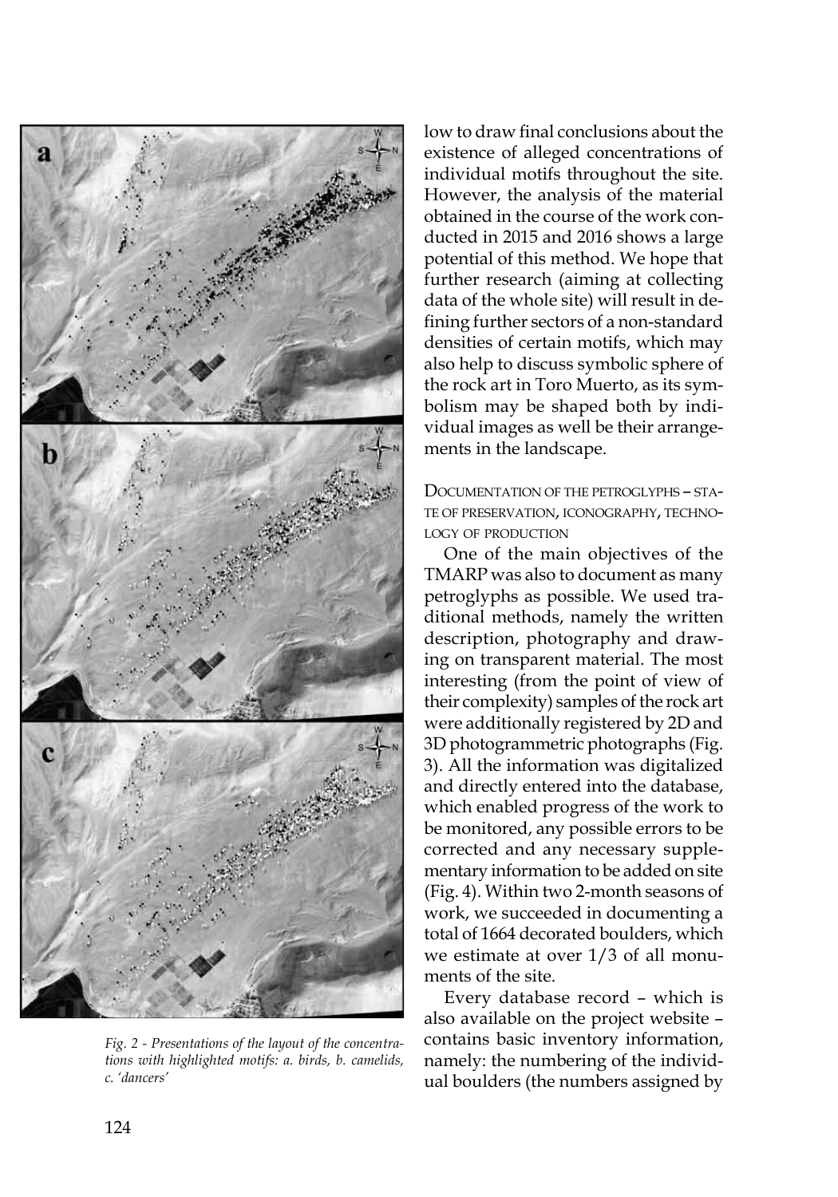*Fig. 2 - Presentations of the layout of the concentrations with highlighted motifs: a. birds, b. camelids, c. 'dancers'*

low to draw final conclusions about the existence of alleged concentrations of individual motifs throughout the site. However, the analysis of the material obtained in the course of the work conducted in 2015 and 2016 shows a large potential of this method. We hope that further research (aiming at collecting data of the whole site) will result in defining further sectors of a non-standard densities of certain motifs, which may also help to discuss symbolic sphere of the rock art in Toro Muerto, as its symbolism may be shaped both by individual images as well be their arrangements in the landscape.

## Documentation of the petroglyphs – state of preservation, iconography, technology of production

One of the main objectives of the TMARP was also to document as many petroglyphs as possible. We used traditional methods, namely the written description, photography and drawing on transparent material. The most interesting (from the point of view of their complexity) samples of the rock art were additionally registered by 2D and 3D photogrammetric photographs (Fig. 3). All the information was digitalized and directly entered into the database, which enabled progress of the work to be monitored, any possible errors to be corrected and any necessary supplementary information to be added on site (Fig. 4). Within two 2-month seasons of work, we succeeded in documenting a total of 1664 decorated boulders, which we estimate at over 1/3 of all monuments of the site.

Every database record – which is also available on the project website – contains basic inventory information, namely: the numbering of the individual boulders (the numbers assigned by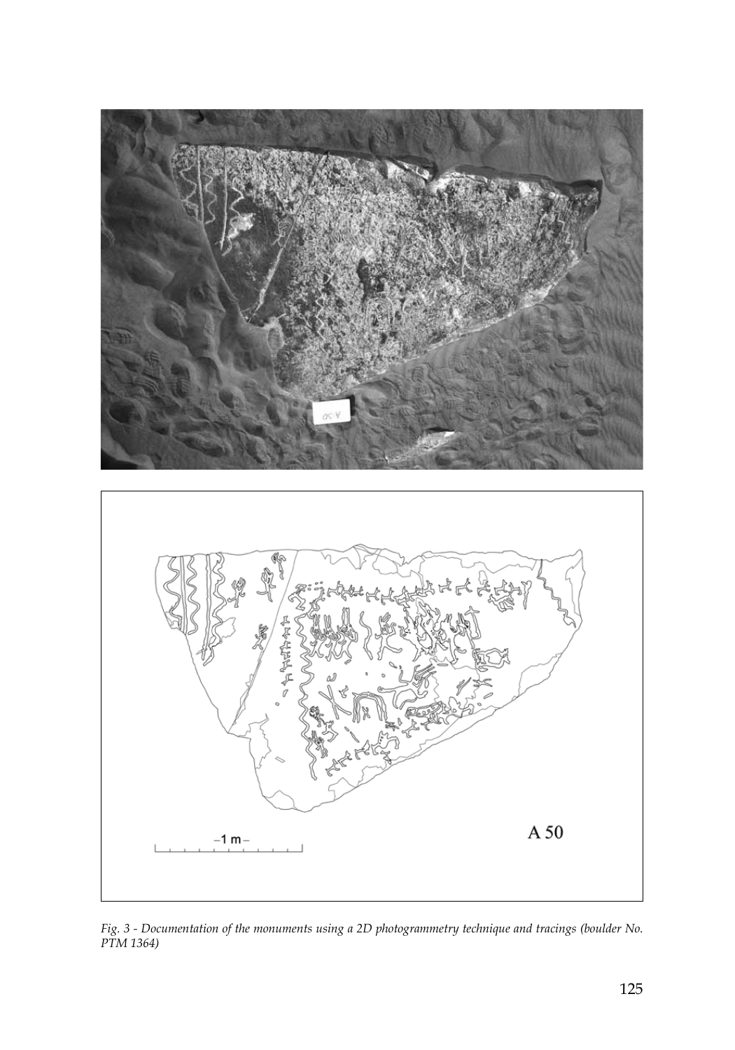*Fig. 3 - Documentation of the monuments using a 2D photogrammetry technique and tracings (boulder No. PTM 1364)*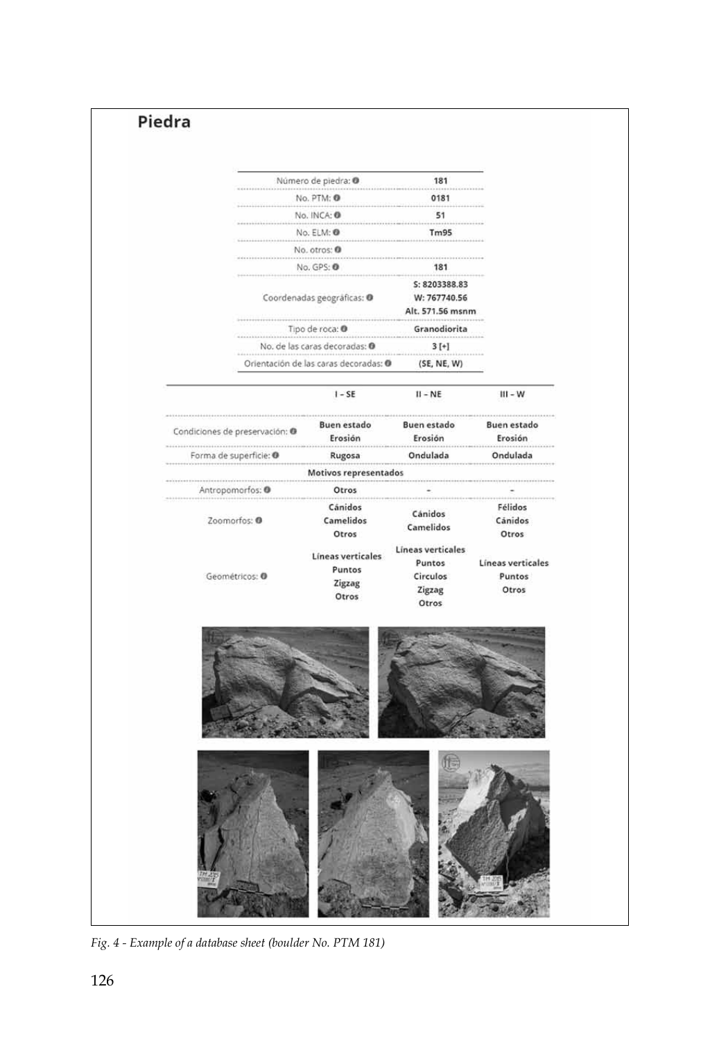## Piedra

| | |
|---|---|
| Número de piedra: | 181 |
| No. PTM: | 0181 |
| No. INCA: | 51 |
| No. ELM: | Tm95 |
| No. otros: | |
| No. GPS: | 181 |
| Coordenadas geográficas: | S: 8203388.83<br>W: 767740.56<br>Alt. 571.56 msnm |
| Tipo de roca: | Granodiorita |
| No. de las caras decoradas: | 3 [+] |
| Orientación de las caras decoradas: | (SE, NE, W) |

| | I – SE | II – NE | III – W |
|---|---|---|---|
| Condiciones de preservación: | Buen estado<br>Erosión | Buen estado<br>Erosión | Buen estado<br>Erosión |
| Forma de superficie: | Rugosa | Ondulada | Ondulada |
| | Motivos representados | | |
| Antropomorfos: | Otros | - | - |
| Zoomorfos: | Cánidos<br>Camelidos<br>Otros | Cánidos<br>Camelidos | Félidos<br>Cánidos<br>Otros |
| Geométricos: | Líneas verticales<br>Puntos<br>Zigzag<br>Otros | Líneas verticales<br>Puntos<br>Circulos<br>Zigzag<br>Otros | Líneas verticales<br>Puntos<br>Otros |

*Fig. 4 - Example of a database sheet (boulder No. PTM 181)*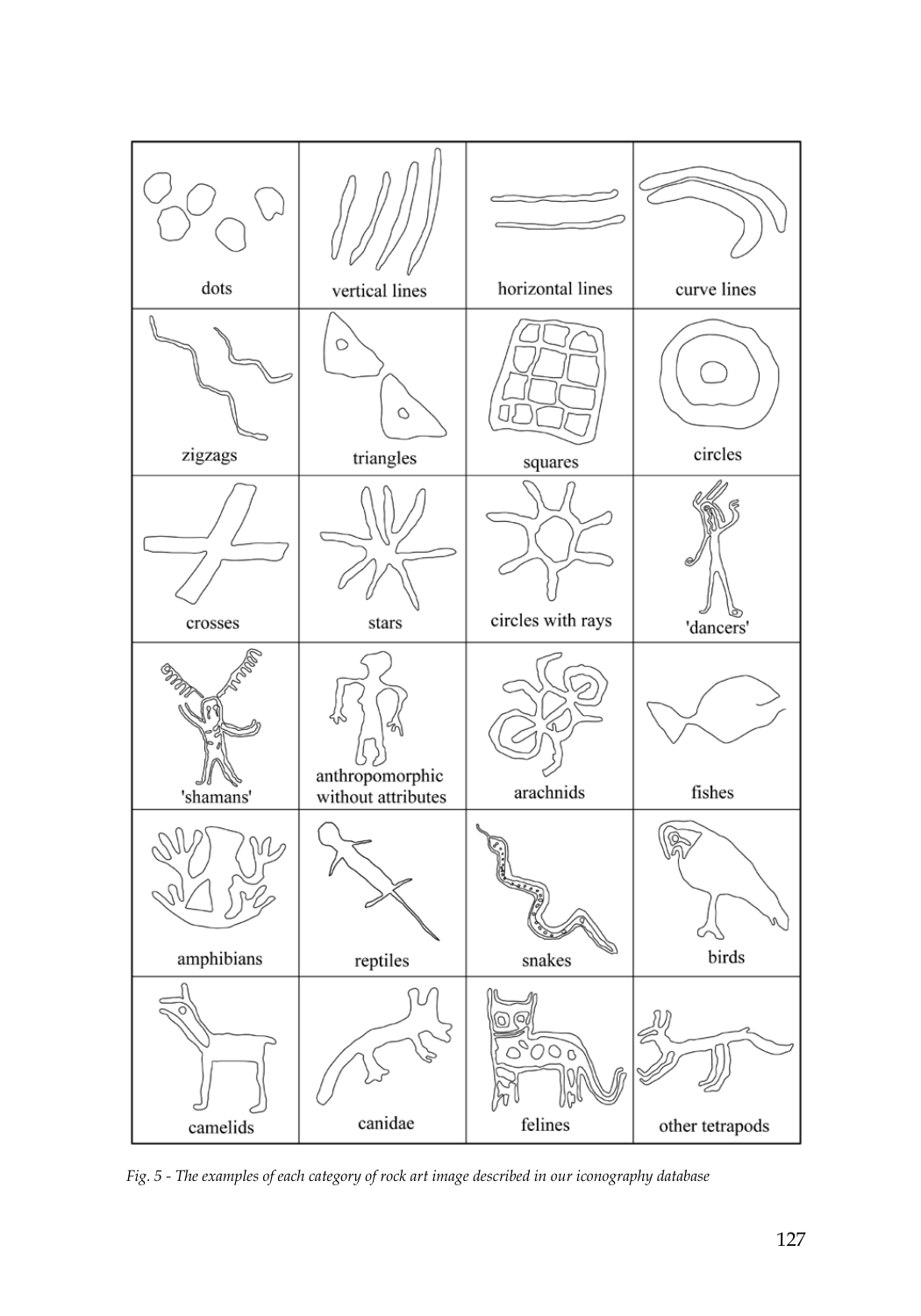| dots | vertical lines | horizontal lines | curve lines |
| --- | --- | --- | --- |
| zigzags | triangles | squares | circles |
| crosses | stars | circles with rays | 'dancers' |
| 'shamans' | anthropomorphic without attributes | arachnids | fishes |
| amphibians | reptiles | snakes | birds |
| camelids | canidae | felines | other tetrapods |

*Fig. 5 - The examples of each category of rock art image described in our iconography database*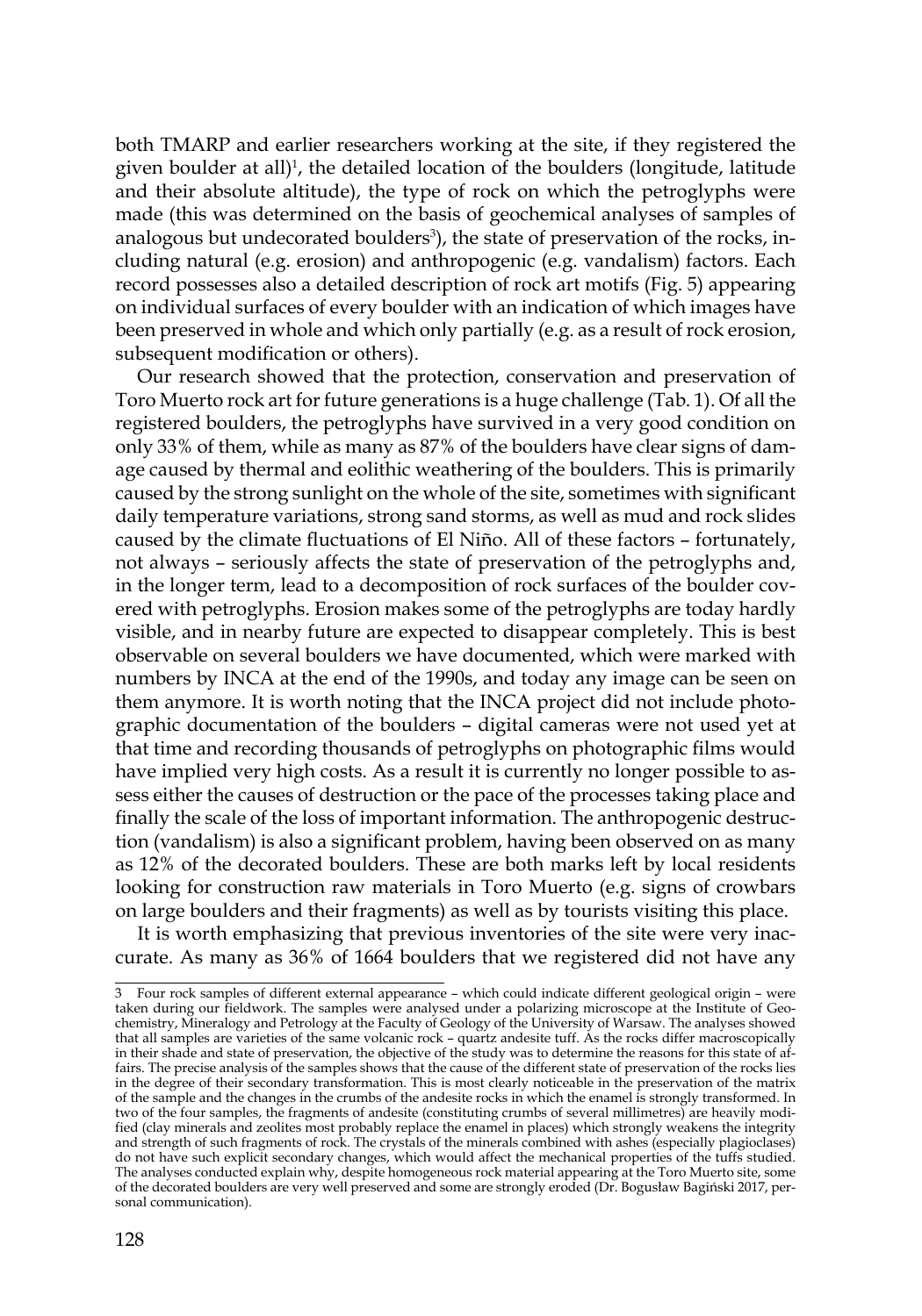both TMARP and earlier researchers working at the site, if they registered the given boulder at all)[1], the detailed location of the boulders (longitude, latitude and their absolute altitude), the type of rock on which the petroglyphs were made (this was determined on the basis of geochemical analyses of samples of analogous but undecorated boulders[3]), the state of preservation of the rocks, including natural (e.g. erosion) and anthropogenic (e.g. vandalism) factors. Each record possesses also a detailed description of rock art motifs (Fig. 5) appearing on individual surfaces of every boulder with an indication of which images have been preserved in whole and which only partially (e.g. as a result of rock erosion, subsequent modification or others).

Our research showed that the protection, conservation and preservation of Toro Muerto rock art for future generations is a huge challenge (Tab. 1). Of all the registered boulders, the petroglyphs have survived in a very good condition on only 33% of them, while as many as 87% of the boulders have clear signs of damage caused by thermal and eolithic weathering of the boulders. This is primarily caused by the strong sunlight on the whole of the site, sometimes with significant daily temperature variations, strong sand storms, as well as mud and rock slides caused by the climate fluctuations of El Niño. All of these factors – fortunately, not always – seriously affects the state of preservation of the petroglyphs and, in the longer term, lead to a decomposition of rock surfaces of the boulder covered with petroglyphs. Erosion makes some of the petroglyphs are today hardly visible, and in nearby future are expected to disappear completely. This is best observable on several boulders we have documented, which were marked with numbers by INCA at the end of the 1990s, and today any image can be seen on them anymore. It is worth noting that the INCA project did not include photographic documentation of the boulders – digital cameras were not used yet at that time and recording thousands of petroglyphs on photographic films would have implied very high costs. As a result it is currently no longer possible to assess either the causes of destruction or the pace of the processes taking place and finally the scale of the loss of important information. The anthropogenic destruction (vandalism) is also a significant problem, having been observed on as many as 12% of the decorated boulders. These are both marks left by local residents looking for construction raw materials in Toro Muerto (e.g. signs of crowbars on large boulders and their fragments) as well as by tourists visiting this place.

It is worth emphasizing that previous inventories of the site were very inaccurate. As many as 36% of 1664 boulders that we registered did not have any

---

3 Four rock samples of different external appearance – which could indicate different geological origin – were taken during our fieldwork. The samples were analysed under a polarizing microscope at the Institute of Geochemistry, Mineralogy and Petrology at the Faculty of Geology of the University of Warsaw. The analyses showed that all samples are varieties of the same volcanic rock – quartz andesite tuff. As the rocks differ macroscopically in their shade and state of preservation, the objective of the study was to determine the reasons for this state of affairs. The precise analysis of the samples shows that the cause of the different state of preservation of the rocks lies in the degree of their secondary transformation. This is most clearly noticeable in the preservation of the matrix of the sample and the changes in the crumbs of the andesite rocks in which the enamel is strongly transformed. In two of the four samples, the fragments of andesite (constituting crumbs of several millimetres) are heavily modified (clay minerals and zeolites most probably replace the enamel in places) which strongly weakens the integrity and strength of such fragments of rock. The crystals of the minerals combined with ashes (especially plagioclases) do not have such explicit secondary changes, which would affect the mechanical properties of the tuffs studied. The analyses conducted explain why, despite homogeneous rock material appearing at the Toro Muerto site, some of the decorated boulders are very well preserved and some are strongly eroded (Dr. Bogusław Bagiński 2017, personal communication).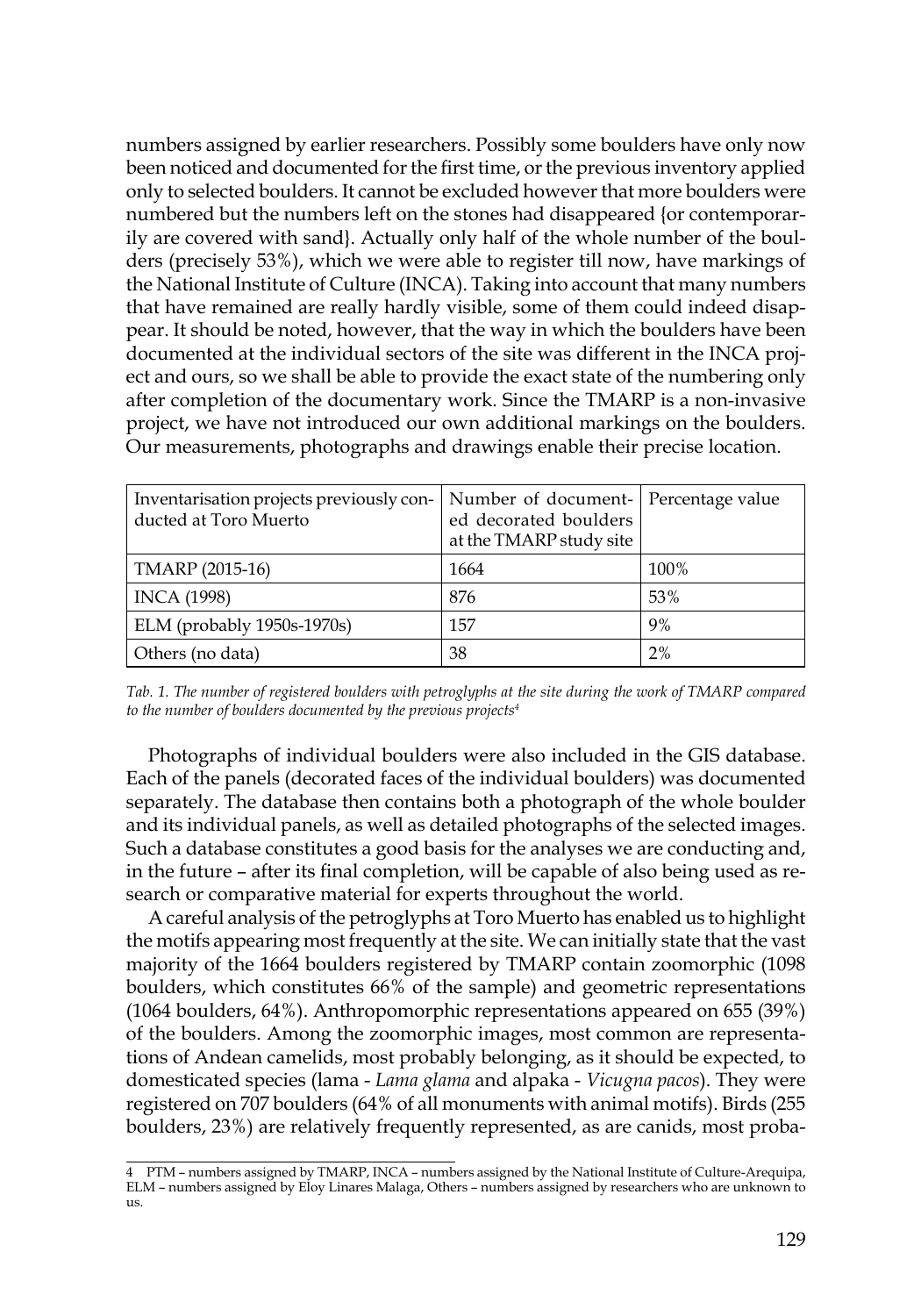numbers assigned by earlier researchers. Possibly some boulders have only now been noticed and documented for the first time, or the previous inventory applied only to selected boulders. It cannot be excluded however that more boulders were numbered but the numbers left on the stones had disappeared {or contemporarily are covered with sand}. Actually only half of the whole number of the boulders (precisely 53%), which we were able to register till now, have markings of the National Institute of Culture (INCA). Taking into account that many numbers that have remained are really hardly visible, some of them could indeed disappear. It should be noted, however, that the way in which the boulders have been documented at the individual sectors of the site was different in the INCA project and ours, so we shall be able to provide the exact state of the numbering only after completion of the documentary work. Since the TMARP is a non-invasive project, we have not introduced our own additional markings on the boulders. Our measurements, photographs and drawings enable their precise location.

| Inventarisation projects previously conducted at Toro Muerto | Number of documented decorated boulders at the TMARP study site | Percentage value |
|---|---|---|
| TMARP (2015-16) | 1664 | 100% |
| INCA (1998) | 876 | 53% |
| ELM (probably 1950s-1970s) | 157 | 9% |
| Others (no data) | 38 | 2% |

*Tab. 1. The number of registered boulders with petroglyphs at the site during the work of TMARP compared to the number of boulders documented by the previous projects[4]*

Photographs of individual boulders were also included in the GIS database. Each of the panels (decorated faces of the individual boulders) was documented separately. The database then contains both a photograph of the whole boulder and its individual panels, as well as detailed photographs of the selected images. Such a database constitutes a good basis for the analyses we are conducting and, in the future – after its final completion, will be capable of also being used as research or comparative material for experts throughout the world.

A careful analysis of the petroglyphs at Toro Muerto has enabled us to highlight the motifs appearing most frequently at the site. We can initially state that the vast majority of the 1664 boulders registered by TMARP contain zoomorphic (1098 boulders, which constitutes 66% of the sample) and geometric representations (1064 boulders, 64%). Anthropomorphic representations appeared on 655 (39%) of the boulders. Among the zoomorphic images, most common are representations of Andean camelids, most probably belonging, as it should be expected, to domesticated species (lama - *Lama glama* and alpaka - *Vicugna pacos*). They were registered on 707 boulders (64% of all monuments with animal motifs). Birds (255 boulders, 23%) are relatively frequently represented, as are canids, most proba-

4 PTM – numbers assigned by TMARP, INCA – numbers assigned by the National Institute of Culture-Arequipa, ELM – numbers assigned by Eloy Linares Malaga, Others – numbers assigned by researchers who are unknown to us.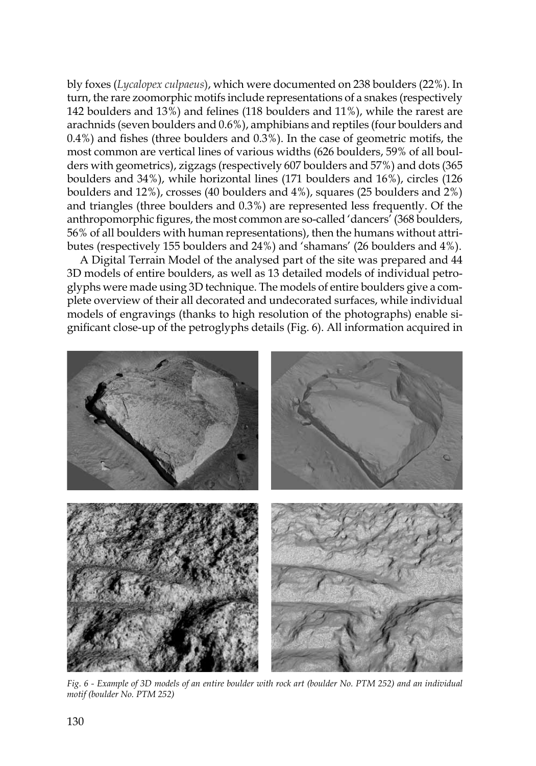bly foxes (*Lycalopex culpaeus*), which were documented on 238 boulders (22%). In turn, the rare zoomorphic motifs include representations of a snakes (respectively 142 boulders and 13%) and felines (118 boulders and 11%), while the rarest are arachnids (seven boulders and 0.6%), amphibians and reptiles (four boulders and 0.4%) and fishes (three boulders and 0.3%). In the case of geometric motifs, the most common are vertical lines of various widths (626 boulders, 59% of all boulders with geometrics), zigzags (respectively 607 boulders and 57%) and dots (365 boulders and 34%), while horizontal lines (171 boulders and 16%), circles (126 boulders and 12%), crosses (40 boulders and 4%), squares (25 boulders and 2%) and triangles (three boulders and 0.3%) are represented less frequently. Of the anthropomorphic figures, the most common are so-called 'dancers' (368 boulders, 56% of all boulders with human representations), then the humans without attributes (respectively 155 boulders and 24%) and 'shamans' (26 boulders and 4%).

A Digital Terrain Model of the analysed part of the site was prepared and 44 3D models of entire boulders, as well as 13 detailed models of individual petroglyphs were made using 3D technique. The models of entire boulders give a complete overview of their all decorated and undecorated surfaces, while individual models of engravings (thanks to high resolution of the photographs) enable significant close-up of the petroglyphs details (Fig. 6). All information acquired in

*Fig. 6 - Example of 3D models of an entire boulder with rock art (boulder No. PTM 252) and an individual motif (boulder No. PTM 252)*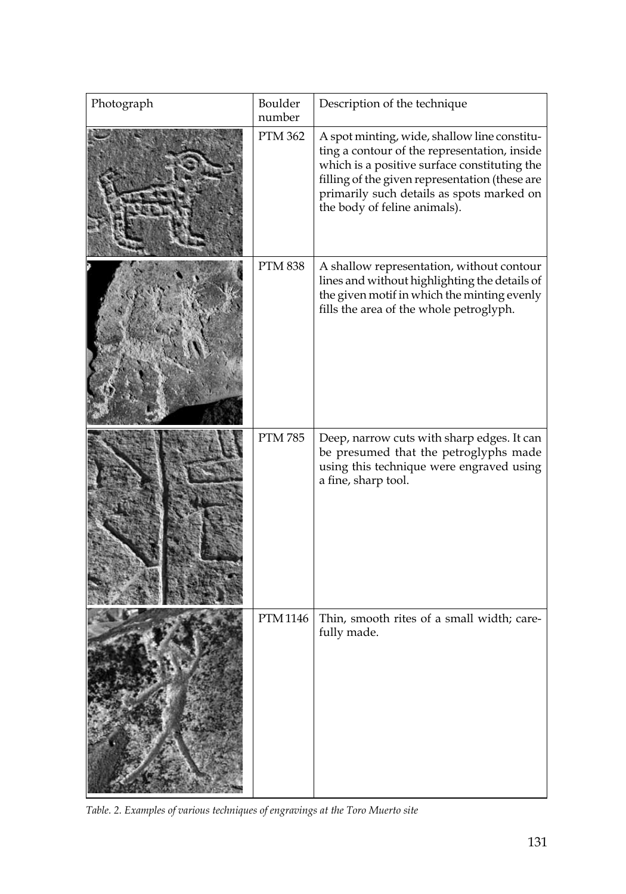| Photograph | Boulder number | Description of the technique |
|---|---|---|
| | PTM 362 | A spot minting, wide, shallow line constituting a contour of the representation, inside which is a positive surface constituting the filling of the given representation (these are primarily such details as spots marked on the body of feline animals). |
| | PTM 838 | A shallow representation, without contour lines and without highlighting the details of the given motif in which the minting evenly fills the area of the whole petroglyph. |
| | PTM 785 | Deep, narrow cuts with sharp edges. It can be presumed that the petroglyphs made using this technique were engraved using a fine, sharp tool. |
| | PTM 1146 | Thin, smooth rites of a small width; carefully made. |

*Table. 2. Examples of various techniques of engravings at the Toro Muerto site*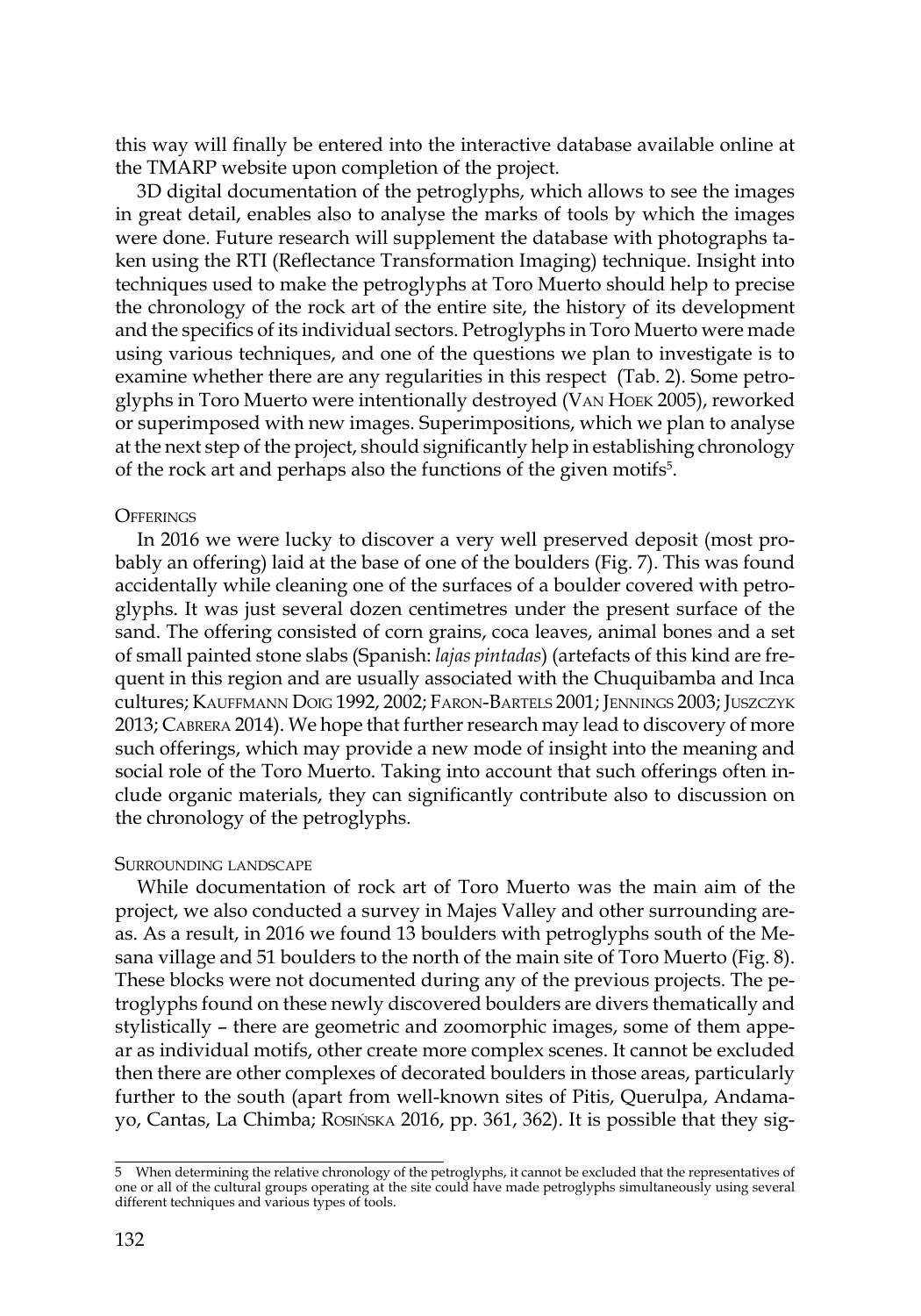this way will finally be entered into the interactive database available online at the TMARP website upon completion of the project.

3D digital documentation of the petroglyphs, which allows to see the images in great detail, enables also to analyse the marks of tools by which the images were done. Future research will supplement the database with photographs taken using the RTI (Reflectance Transformation Imaging) technique. Insight into techniques used to make the petroglyphs at Toro Muerto should help to precise the chronology of the rock art of the entire site, the history of its development and the specifics of its individual sectors. Petroglyphs in Toro Muerto were made using various techniques, and one of the questions we plan to investigate is to examine whether there are any regularities in this respect (Tab. 2). Some petroglyphs in Toro Muerto were intentionally destroyed (Van Hoek 2005), reworked or superimposed with new images. Superimpositions, which we plan to analyse at the next step of the project, should significantly help in establishing chronology of the rock art and perhaps also the functions of the given motifs[5].

### Offerings

In 2016 we were lucky to discover a very well preserved deposit (most probably an offering) laid at the base of one of the boulders (Fig. 7). This was found accidentally while cleaning one of the surfaces of a boulder covered with petroglyphs. It was just several dozen centimetres under the present surface of the sand. The offering consisted of corn grains, coca leaves, animal bones and a set of small painted stone slabs (Spanish: *lajas pintadas*) (artefacts of this kind are frequent in this region and are usually associated with the Chuquibamba and Inca cultures; Kauffmann Doig 1992, 2002; Faron-Bartels 2001; Jennings 2003; Juszczyk 2013; Cabrera 2014). We hope that further research may lead to discovery of more such offerings, which may provide a new mode of insight into the meaning and social role of the Toro Muerto. Taking into account that such offerings often include organic materials, they can significantly contribute also to discussion on the chronology of the petroglyphs.

### Surrounding landscape

While documentation of rock art of Toro Muerto was the main aim of the project, we also conducted a survey in Majes Valley and other surrounding areas. As a result, in 2016 we found 13 boulders with petroglyphs south of the Mesana village and 51 boulders to the north of the main site of Toro Muerto (Fig. 8). These blocks were not documented during any of the previous projects. The petroglyphs found on these newly discovered boulders are divers thematically and stylistically – there are geometric and zoomorphic images, some of them appear as individual motifs, other create more complex scenes. It cannot be excluded then there are other complexes of decorated boulders in those areas, particularly further to the south (apart from well-known sites of Pitis, Querulpa, Andamayo, Cantas, La Chimba; Rosińska 2016, pp. 361, 362). It is possible that they sig-

---

5 When determining the relative chronology of the petroglyphs, it cannot be excluded that the representatives of one or all of the cultural groups operating at the site could have made petroglyphs simultaneously using several different techniques and various types of tools.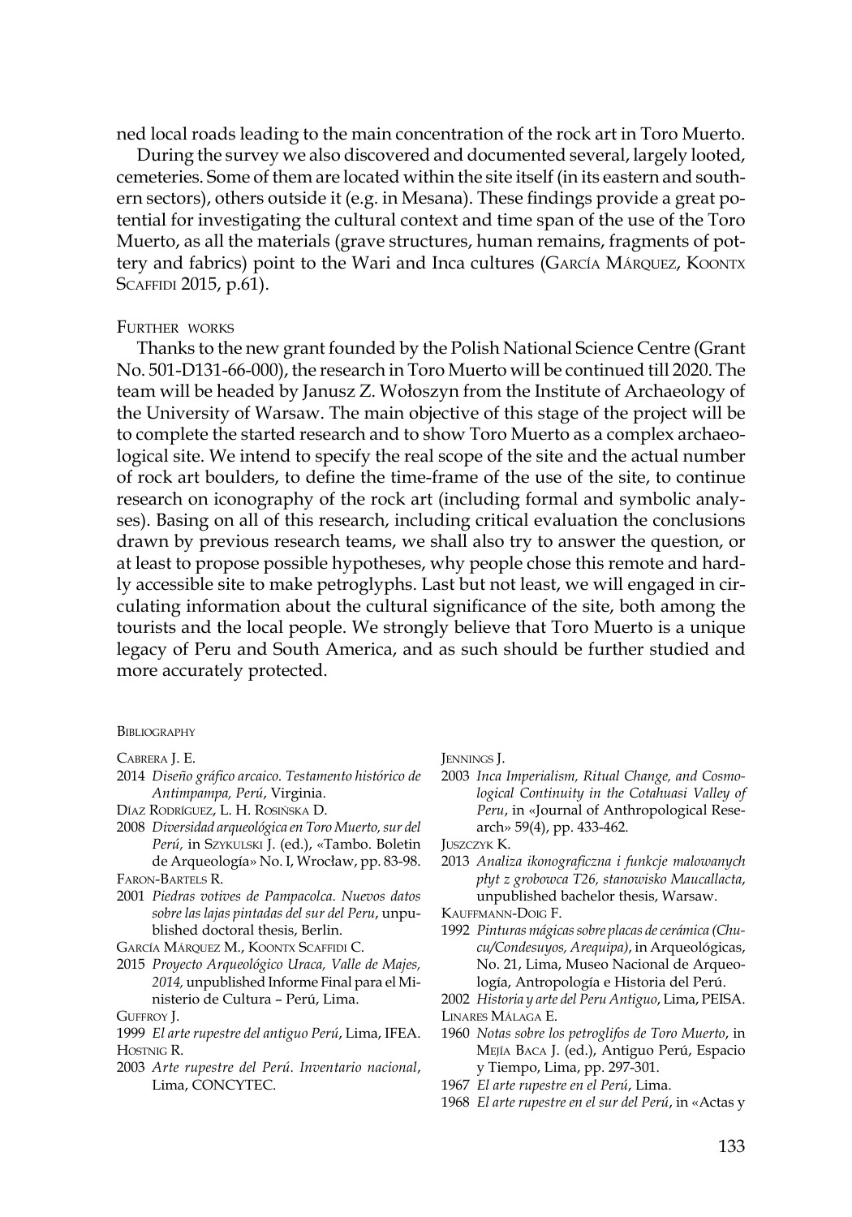ned local roads leading to the main concentration of the rock art in Toro Muerto.

During the survey we also discovered and documented several, largely looted, cemeteries. Some of them are located within the site itself (in its eastern and southern sectors), others outside it (e.g. in Mesana). These findings provide a great potential for investigating the cultural context and time span of the use of the Toro Muerto, as all the materials (grave structures, human remains, fragments of pottery and fabrics) point to the Wari and Inca cultures (García Márquez, Koontx Scaffidi 2015, p.61).

## Further works

Thanks to the new grant founded by the Polish National Science Centre (Grant No. 501-D131-66-000), the research in Toro Muerto will be continued till 2020. The team will be headed by Janusz Z. Wołoszyn from the Institute of Archaeology of the University of Warsaw. The main objective of this stage of the project will be to complete the started research and to show Toro Muerto as a complex archaeological site. We intend to specify the real scope of the site and the actual number of rock art boulders, to define the time-frame of the use of the site, to continue research on iconography of the rock art (including formal and symbolic analyses). Basing on all of this research, including critical evaluation the conclusions drawn by previous research teams, we shall also try to answer the question, or at least to propose possible hypotheses, why people chose this remote and hardly accessible site to make petroglyphs. Last but not least, we will engaged in circulating information about the cultural significance of the site, both among the tourists and the local people. We strongly believe that Toro Muerto is a unique legacy of Peru and South America, and as such should be further studied and more accurately protected.

## Bibliography

Cabrera J. E.

2014 *Diseño gráfico arcaico. Testamento histórico de Antimpampa, Perú*, Virginia.

Díaz Rodríguez, L. H. Rosińska D.

2008 *Diversidad arqueológica en Toro Muerto, sur del Perú,* in Szykulski J. (ed.), «Tambo. Boletin de Arqueología» No. I, Wrocław, pp. 83-98.

Faron-Bartels R.

2001 *Piedras votives de Pampacolca. Nuevos datos sobre las lajas pintadas del sur del Peru*, unpublished doctoral thesis, Berlin.

García Márquez M., Koontx Scaffidi C.

2015 *Proyecto Arqueológico Uraca, Valle de Majes, 2014,* unpublished Informe Final para el Ministerio de Cultura – Perú, Lima.

Guffroy J.

1999 *El arte rupestre del antiguo Perú*, Lima, IFEA.

Hostnig R.

2003 *Arte rupestre del Perú. Inventario nacional*, Lima, CONCYTEC.

Jennings J.

2003 *Inca Imperialism, Ritual Change, and Cosmological Continuity in the Cotahuasi Valley of Peru*, in «Journal of Anthropological Research» 59(4), pp. 433-462.

Juszczyk K.

2013 *Analiza ikonograficzna i funkcje malowanych płyt z grobowca T26, stanowisko Maucallacta*, unpublished bachelor thesis, Warsaw.

Kauffmann-Doig F.

1992 *Pinturas mágicas sobre placas de cerámica (Chucu/Condesuyos, Arequipa)*, in Arqueológicas, No. 21, Lima, Museo Nacional de Arqueología, Antropología e Historia del Perú.

2002 *Historia y arte del Peru Antiguo*, Lima, PEISA.

Linares Málaga E.

1960 *Notas sobre los petroglifos de Toro Muerto*, in Mejía Baca J. (ed.), Antiguo Perú, Espacio y Tiempo, Lima, pp. 297-301.

1967 *El arte rupestre en el Perú*, Lima.

1968 *El arte rupestre en el sur del Perú*, in «Actas y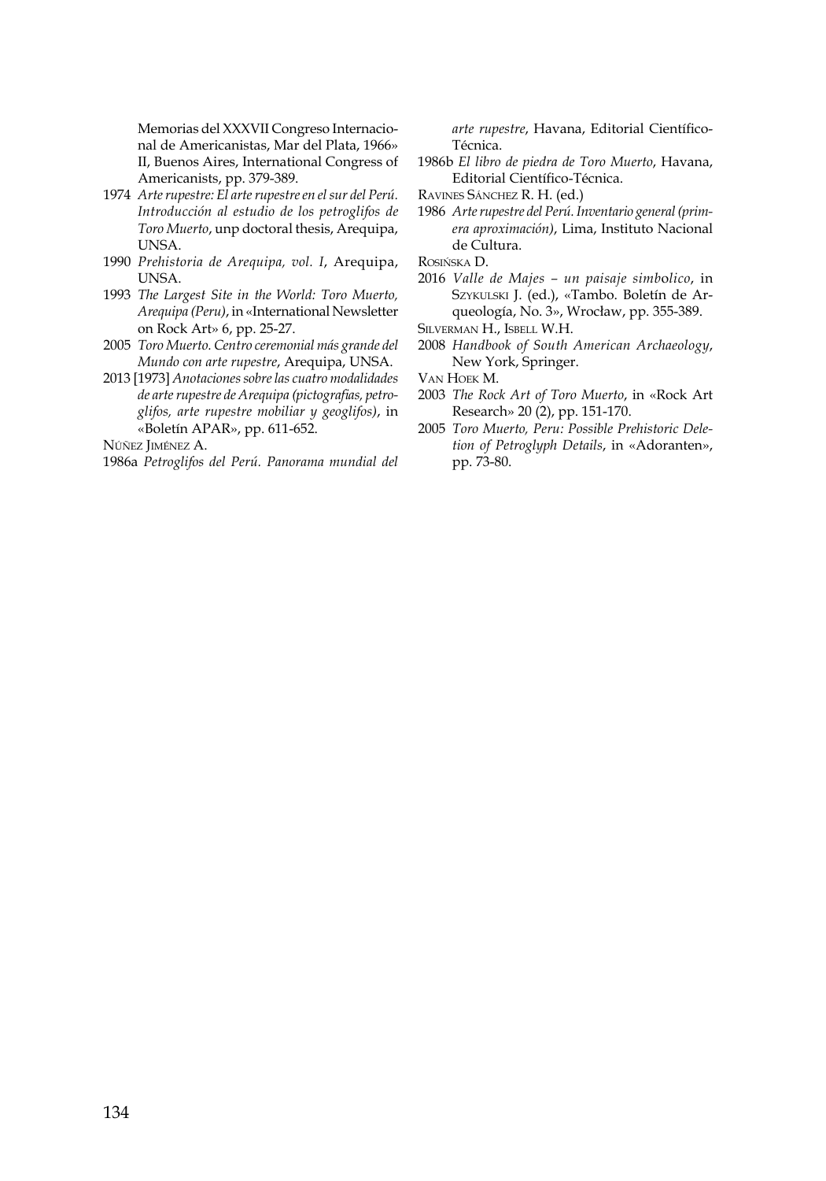Memorias del XXXVII Congreso Internacional de Americanistas, Mar del Plata, 1966» II, Buenos Aires, International Congress of Americanists, pp. 379-389.

1974 *Arte rupestre: El arte rupestre en el sur del Perú. Introducción al estudio de los petroglifos de Toro Muerto*, unp doctoral thesis, Arequipa, UNSA.

1990 *Prehistoria de Arequipa, vol. I*, Arequipa, UNSA.

1993 *The Largest Site in the World: Toro Muerto, Arequipa (Peru)*, in «International Newsletter on Rock Art» 6, pp. 25-27.

2005 *Toro Muerto. Centro ceremonial más grande del Mundo con arte rupestre*, Arequipa, UNSA.

2013 [1973] *Anotaciones sobre las cuatro modalidades de arte rupestre de Arequipa (pictografías, petroglifos, arte rupestre mobiliar y geoglifos)*, in «Boletín APAR», pp. 611-652.

Núñez Jiménez A.

1986a *Petroglifos del Perú. Panorama mundial del arte rupestre*, Havana, Editorial Científico-Técnica.

1986b *El libro de piedra de Toro Muerto*, Havana, Editorial Científico-Técnica.

Ravines Sánchez R. H. (ed.)

1986 *Arte rupestre del Perú. Inventario general (primera aproximación)*, Lima, Instituto Nacional de Cultura.

Rosińska D.

2016 *Valle de Majes – un paisaje simbolico*, in Szykulski J. (ed.), «Tambo. Boletín de Arqueología, No. 3», Wrocław, pp. 355-389.

Silverman H., Isbell W.H.

2008 *Handbook of South American Archaeology*, New York, Springer.

Van Hoek M.

2003 *The Rock Art of Toro Muerto*, in «Rock Art Research» 20 (2), pp. 151-170.

2005 *Toro Muerto, Peru: Possible Prehistoric Deletion of Petroglyph Details*, in «Adoranten», pp. 73-80.